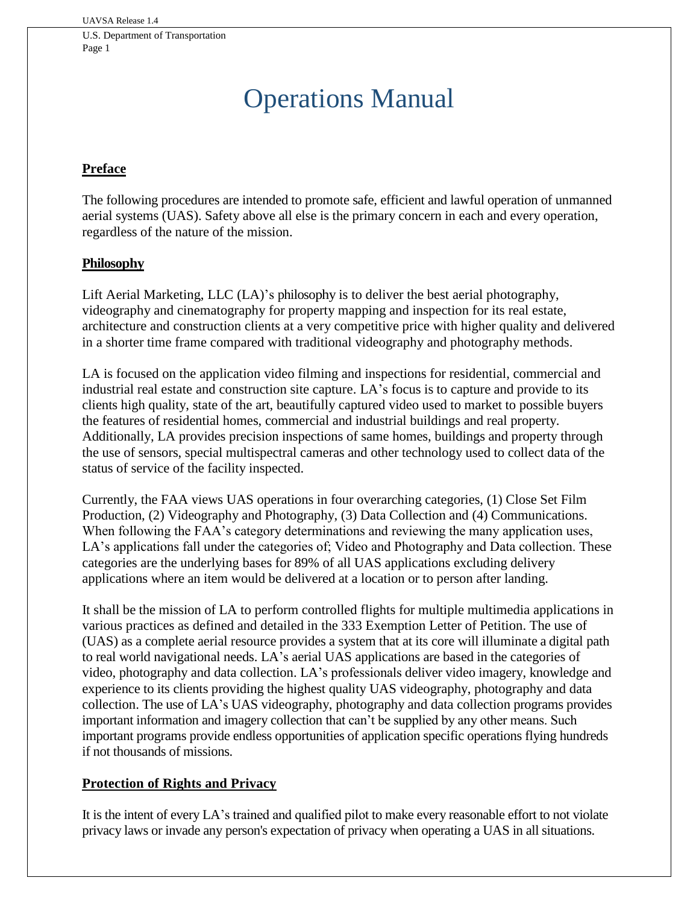# Operations Manual

## Preface

The following procedures are intended to promote safe, efficient and lawful operation of unmanned aerial systems (UAS). Safety above all else is the primary concern in each and every operation, regardless of the nature of the mission.

## Philosophy

Lift Aerial Marketing, LLC (LA)'s philosophy is to deliver the best aerial photography, videography and cinematography for property mapping and inspection for its real estate, architecture and construction clients at a very competitive price with higher quality and delivered in a shorter time frame compared with traditional videography and photography methods.

LA is focused on the application video filming and inspections for residential, commercial and industrial real estate and construction site capture. LA's focus is to capture and provide to its clients high quality, state of the art, beautifully captured video used to market to possible buyers the features of residential homes, commercial and industrial buildings and real property. Additionally, LA provides precision inspections of same homes, buildings and property through the use of sensors, special multispectral cameras and other technology used to collect data of the status of service of the facility inspected.

Currently, the FAA views UAS operations in four overarching categories, (1) Close Set Film Production, (2) Videography and Photography, (3) Data Collection and (4) Communications. When following the FAA's category determinations and reviewing the many application uses, LA's applications fall under the categories of; Video and Photography and Data collection. These categories are the underlying bases for 89% of all UAS applications excluding delivery applications where an item would be delivered at a location or to person after landing.

It shall be the mission of LA to perform controlled flights for multiple multimedia applications in various practices as defined and detailed in the 333 Exemption Letter of Petition. The use of (UAS) as a complete aerial resource provides a system that at its core will illuminate a digital path to real world navigational needs. LA's aerial UAS applications are based in the categories of video, photography and data collection. LA's professionals deliver video imagery, knowledge and experience to its clients providing the highest quality UAS videography, photography and data collection. The use of LA's UAS videography, photography and data collection programs provides important information and imagery collection that can't be supplied by any other means. Such important programs provide endless opportunities of application specific operations flying hundreds if not thousands of missions.

## Protection of Rights and Privacy

It is the intent of every LA's trained and qualified pilot to make every reasonable effort to not violate privacy laws or invade any person's expectation of privacy when operating a UAS in all situations.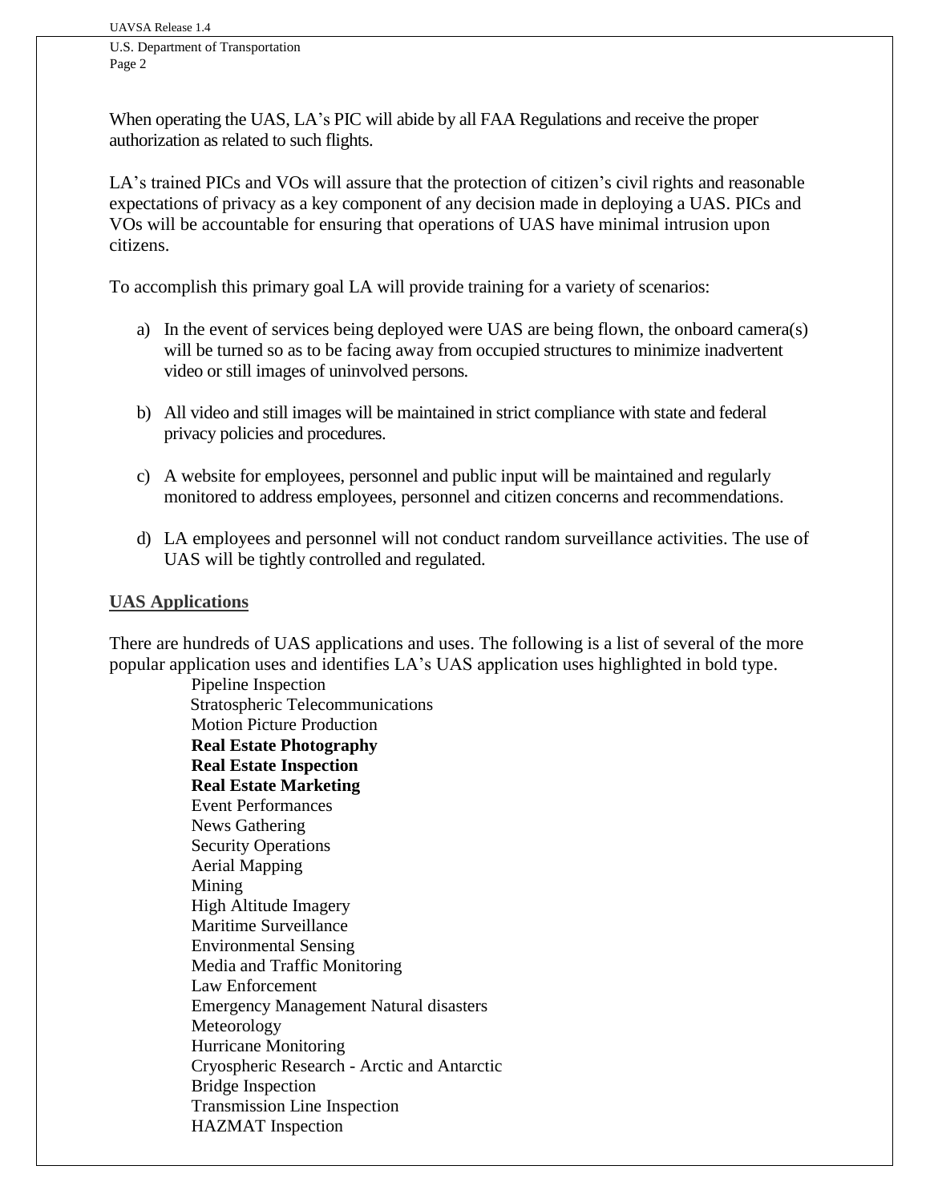When operating the UAS, LA's PIC will abide by all FAA Regulations and receive the proper authorization as related to such flights.

LA's trained PICs and VOs will assure that the protection of citizen's civil rights and reasonable expectations of privacy as a key component of any decision made in deploying a UAS. PICs and VOs will be accountable for ensuring that operations of UAS have minimal intrusion upon citizens.

To accomplish this primary goal LA will provide training for a variety of scenarios:

a) In the event of services being deployed were UAS are being flown, the onboard camera(s) will be turned so as to be facing away from occupied structures to minimize inadvertent video or still images of uninvolved persons.

b) All video and still images will be maintained in strict compliance with state and federal privacy policies and procedures.

c) A website for employees, personnel and public input will be maintained and regularly monitored to address employees, personnel and citizen concerns and recommendations.

d) LA employees and personnel will not conduct random surveillance activities. The use of UAS will be tightly controlled and regulated.

## UAS Applications

There are hundreds of UAS applications and uses. The following is a list of several of the more popular application uses and identifies LA's UAS application uses highlighted in bold type.

Pipeline Inspection
Stratospheric Telecommunications
Motion Picture Production
**Real Estate Photography**
**Real Estate Inspection**
**Real Estate Marketing**
Event Performances
News Gathering
Security Operations
Aerial Mapping
Mining
High Altitude Imagery
Maritime Surveillance
Environmental Sensing
Media and Traffic Monitoring
Law Enforcement
Emergency Management Natural disasters
Meteorology
Hurricane Monitoring
Cryospheric Research - Arctic and Antarctic
Bridge Inspection
Transmission Line Inspection
HAZMAT Inspection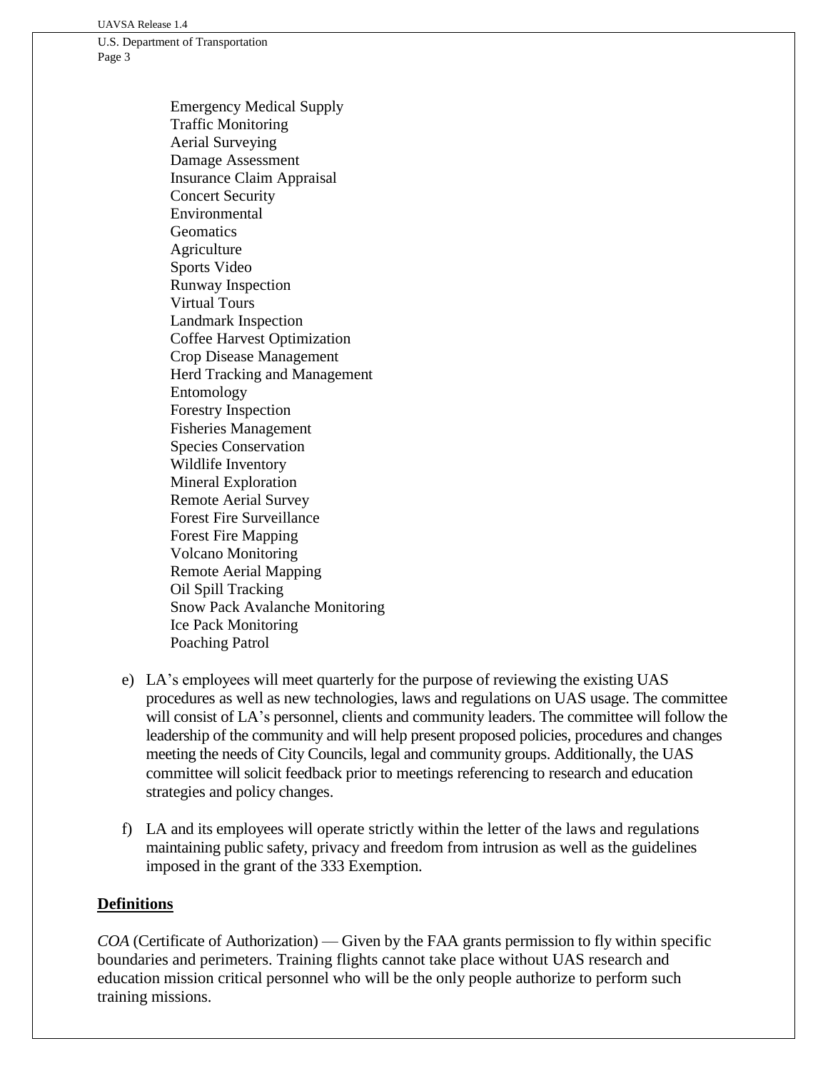Emergency Medical Supply
Traffic Monitoring
Aerial Surveying
Damage Assessment
Insurance Claim Appraisal
Concert Security
Environmental
Geomatics
Agriculture
Sports Video
Runway Inspection
Virtual Tours
Landmark Inspection
Coffee Harvest Optimization
Crop Disease Management
Herd Tracking and Management
Entomology
Forestry Inspection
Fisheries Management
Species Conservation
Wildlife Inventory
Mineral Exploration
Remote Aerial Survey
Forest Fire Surveillance
Forest Fire Mapping
Volcano Monitoring
Remote Aerial Mapping
Oil Spill Tracking
Snow Pack Avalanche Monitoring
Ice Pack Monitoring
Poaching Patrol

e) LA's employees will meet quarterly for the purpose of reviewing the existing UAS procedures as well as new technologies, laws and regulations on UAS usage. The committee will consist of LA's personnel, clients and community leaders. The committee will follow the leadership of the community and will help present proposed policies, procedures and changes meeting the needs of City Councils, legal and community groups. Additionally, the UAS committee will solicit feedback prior to meetings referencing to research and education strategies and policy changes.

f) LA and its employees will operate strictly within the letter of the laws and regulations maintaining public safety, privacy and freedom from intrusion as well as the guidelines imposed in the grant of the 333 Exemption.

## Definitions

*COA* (Certificate of Authorization) — Given by the FAA grants permission to fly within specific boundaries and perimeters. Training flights cannot take place without UAS research and education mission critical personnel who will be the only people authorize to perform such training missions.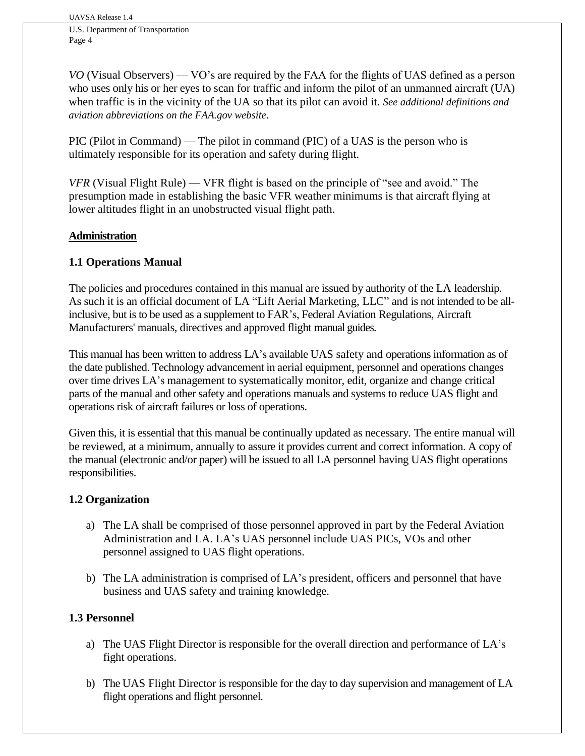*VO* (Visual Observers) — VO's are required by the FAA for the flights of UAS defined as a person who uses only his or her eyes to scan for traffic and inform the pilot of an unmanned aircraft (UA) when traffic is in the vicinity of the UA so that its pilot can avoid it. *See additional definitions and aviation abbreviations on the FAA.gov website*.

PIC (Pilot in Command) — The pilot in command (PIC) of a UAS is the person who is ultimately responsible for its operation and safety during flight.

*VFR* (Visual Flight Rule) — VFR flight is based on the principle of "see and avoid." The presumption made in establishing the basic VFR weather minimums is that aircraft flying at lower altitudes flight in an unobstructed visual flight path.

## Administration

### 1.1 Operations Manual

The policies and procedures contained in this manual are issued by authority of the LA leadership. As such it is an official document of LA "Lift Aerial Marketing, LLC" and is not intended to be all-inclusive, but is to be used as a supplement to FAR's, Federal Aviation Regulations, Aircraft Manufacturers' manuals, directives and approved flight manual guides.

This manual has been written to address LA's available UAS safety and operations information as of the date published. Technology advancement in aerial equipment, personnel and operations changes over time drives LA's management to systematically monitor, edit, organize and change critical parts of the manual and other safety and operations manuals and systems to reduce UAS flight and operations risk of aircraft failures or loss of operations.

Given this, it is essential that this manual be continually updated as necessary. The entire manual will be reviewed, at a minimum, annually to assure it provides current and correct information. A copy of the manual (electronic and/or paper) will be issued to all LA personnel having UAS flight operations responsibilities.

### 1.2 Organization

a) The LA shall be comprised of those personnel approved in part by the Federal Aviation Administration and LA. LA's UAS personnel include UAS PICs, VOs and other personnel assigned to UAS flight operations.

b) The LA administration is comprised of LA's president, officers and personnel that have business and UAS safety and training knowledge.

### 1.3 Personnel

a) The UAS Flight Director is responsible for the overall direction and performance of LA's fight operations.

b) The UAS Flight Director is responsible for the day to day supervision and management of LA flight operations and flight personnel.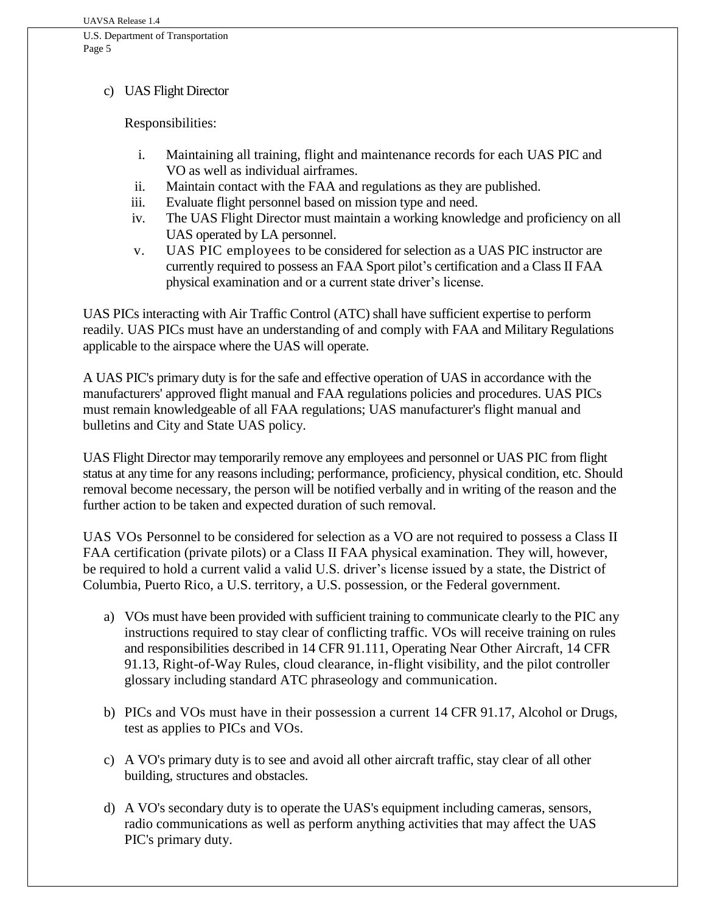c) UAS Flight Director

Responsibilities:

i. Maintaining all training, flight and maintenance records for each UAS PIC and VO as well as individual airframes.
ii. Maintain contact with the FAA and regulations as they are published.
iii. Evaluate flight personnel based on mission type and need.
iv. The UAS Flight Director must maintain a working knowledge and proficiency on all UAS operated by LA personnel.
v. UAS PIC employees to be considered for selection as a UAS PIC instructor are currently required to possess an FAA Sport pilot's certification and a Class II FAA physical examination and or a current state driver's license.

UAS PICs interacting with Air Traffic Control (ATC) shall have sufficient expertise to perform readily. UAS PICs must have an understanding of and comply with FAA and Military Regulations applicable to the airspace where the UAS will operate.

A UAS PIC's primary duty is for the safe and effective operation of UAS in accordance with the manufacturers' approved flight manual and FAA regulations policies and procedures. UAS PICs must remain knowledgeable of all FAA regulations; UAS manufacturer's flight manual and bulletins and City and State UAS policy.

UAS Flight Director may temporarily remove any employees and personnel or UAS PIC from flight status at any time for any reasons including; performance, proficiency, physical condition, etc. Should removal become necessary, the person will be notified verbally and in writing of the reason and the further action to be taken and expected duration of such removal.

UAS VOs Personnel to be considered for selection as a VO are not required to possess a Class II FAA certification (private pilots) or a Class II FAA physical examination. They will, however, be required to hold a current valid a valid U.S. driver's license issued by a state, the District of Columbia, Puerto Rico, a U.S. territory, a U.S. possession, or the Federal government.

a) VOs must have been provided with sufficient training to communicate clearly to the PIC any instructions required to stay clear of conflicting traffic. VOs will receive training on rules and responsibilities described in 14 CFR 91.111, Operating Near Other Aircraft, 14 CFR 91.13, Right-of-Way Rules, cloud clearance, in-flight visibility, and the pilot controller glossary including standard ATC phraseology and communication.

b) PICs and VOs must have in their possession a current 14 CFR 91.17, Alcohol or Drugs, test as applies to PICs and VOs.

c) A VO's primary duty is to see and avoid all other aircraft traffic, stay clear of all other building, structures and obstacles.

d) A VO's secondary duty is to operate the UAS's equipment including cameras, sensors, radio communications as well as perform anything activities that may affect the UAS PIC's primary duty.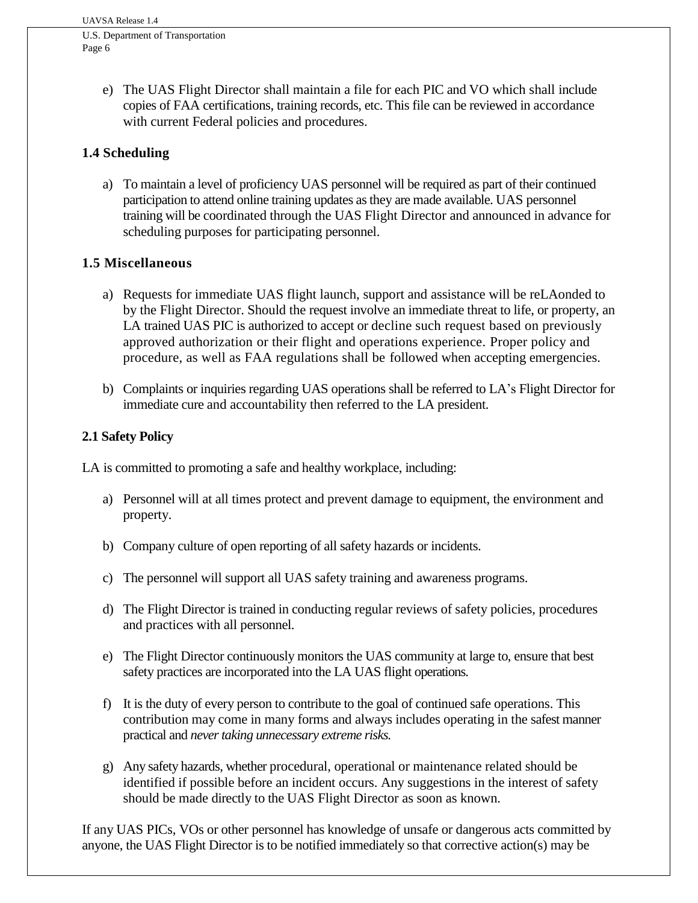e) The UAS Flight Director shall maintain a file for each PIC and VO which shall include copies of FAA certifications, training records, etc. This file can be reviewed in accordance with current Federal policies and procedures.

### 1.4 Scheduling

a) To maintain a level of proficiency UAS personnel will be required as part of their continued participation to attend online training updates as they are made available. UAS personnel training will be coordinated through the UAS Flight Director and announced in advance for scheduling purposes for participating personnel.

### 1.5 Miscellaneous

a) Requests for immediate UAS flight launch, support and assistance will be reLAonded to by the Flight Director. Should the request involve an immediate threat to life, or property, an LA trained UAS PIC is authorized to accept or decline such request based on previously approved authorization or their flight and operations experience. Proper policy and procedure, as well as FAA regulations shall be followed when accepting emergencies.

b) Complaints or inquiries regarding UAS operations shall be referred to LA's Flight Director for immediate cure and accountability then referred to the LA president.

### 2.1 Safety Policy

LA is committed to promoting a safe and healthy workplace, including:

a) Personnel will at all times protect and prevent damage to equipment, the environment and property.

b) Company culture of open reporting of all safety hazards or incidents.

c) The personnel will support all UAS safety training and awareness programs.

d) The Flight Director is trained in conducting regular reviews of safety policies, procedures and practices with all personnel.

e) The Flight Director continuously monitors the UAS community at large to, ensure that best safety practices are incorporated into the LA UAS flight operations.

f) It is the duty of every person to contribute to the goal of continued safe operations. This contribution may come in many forms and always includes operating in the safest manner practical and *never taking unnecessary extreme risks.*

g) Any safety hazards, whether procedural, operational or maintenance related should be identified if possible before an incident occurs. Any suggestions in the interest of safety should be made directly to the UAS Flight Director as soon as known.

If any UAS PICs, VOs or other personnel has knowledge of unsafe or dangerous acts committed by anyone, the UAS Flight Director is to be notified immediately so that corrective action(s) may be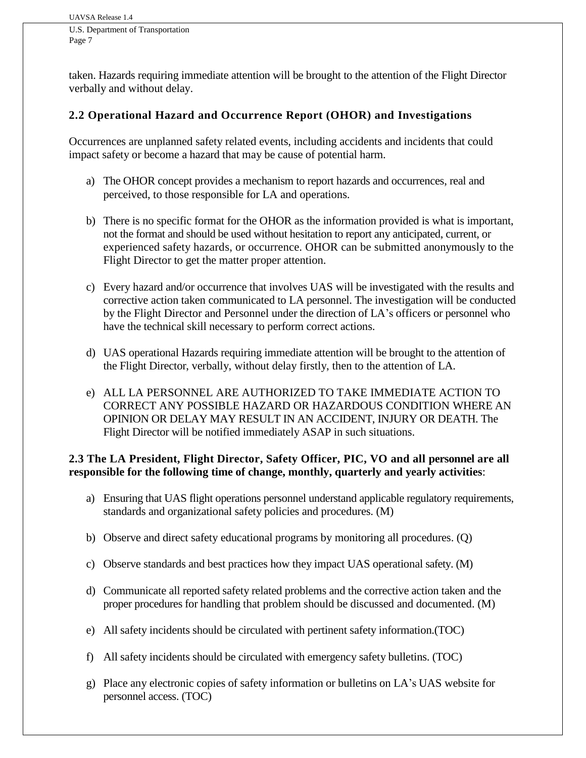taken. Hazards requiring immediate attention will be brought to the attention of the Flight Director verbally and without delay.

## 2.2 Operational Hazard and Occurrence Report (OHOR) and Investigations

Occurrences are unplanned safety related events, including accidents and incidents that could impact safety or become a hazard that may be cause of potential harm.

a) The OHOR concept provides a mechanism to report hazards and occurrences, real and perceived, to those responsible for LA and operations.

b) There is no specific format for the OHOR as the information provided is what is important, not the format and should be used without hesitation to report any anticipated, current, or experienced safety hazards, or occurrence. OHOR can be submitted anonymously to the Flight Director to get the matter proper attention.

c) Every hazard and/or occurrence that involves UAS will be investigated with the results and corrective action taken communicated to LA personnel. The investigation will be conducted by the Flight Director and Personnel under the direction of LA's officers or personnel who have the technical skill necessary to perform correct actions.

d) UAS operational Hazards requiring immediate attention will be brought to the attention of the Flight Director, verbally, without delay firstly, then to the attention of LA.

e) ALL LA PERSONNEL ARE AUTHORIZED TO TAKE IMMEDIATE ACTION TO CORRECT ANY POSSIBLE HAZARD OR HAZARDOUS CONDITION WHERE AN OPINION OR DELAY MAY RESULT IN AN ACCIDENT, INJURY OR DEATH. The Flight Director will be notified immediately ASAP in such situations.

**2.3 The LA President, Flight Director, Safety Officer, PIC, VO and all personnel are all responsible for the following time of change, monthly, quarterly and yearly activities**:

a) Ensuring that UAS flight operations personnel understand applicable regulatory requirements, standards and organizational safety policies and procedures. (M)

b) Observe and direct safety educational programs by monitoring all procedures. (Q)

c) Observe standards and best practices how they impact UAS operational safety. (M)

d) Communicate all reported safety related problems and the corrective action taken and the proper procedures for handling that problem should be discussed and documented. (M)

e) All safety incidents should be circulated with pertinent safety information.(TOC)

f) All safety incidents should be circulated with emergency safety bulletins. (TOC)

g) Place any electronic copies of safety information or bulletins on LA's UAS website for personnel access. (TOC)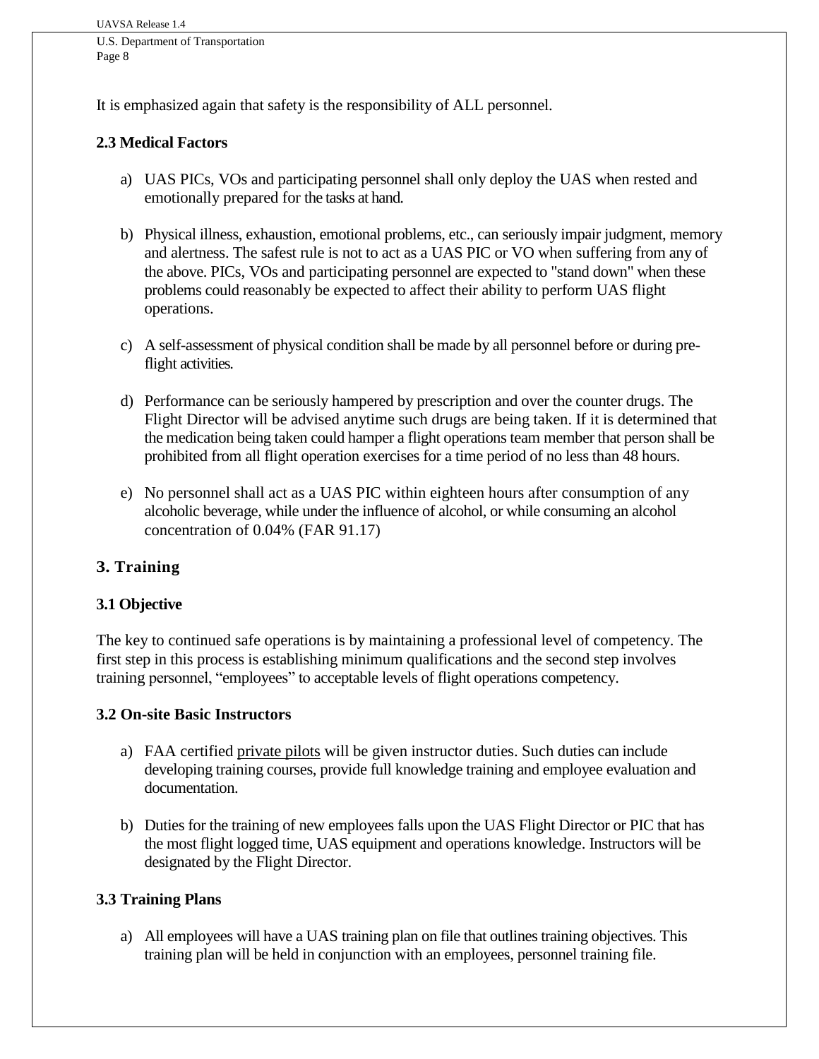It is emphasized again that safety is the responsibility of ALL personnel.

### 2.3 Medical Factors

a) UAS PICs, VOs and participating personnel shall only deploy the UAS when rested and emotionally prepared for the tasks at hand.

b) Physical illness, exhaustion, emotional problems, etc., can seriously impair judgment, memory and alertness. The safest rule is not to act as a UAS PIC or VO when suffering from any of the above. PICs, VOs and participating personnel are expected to "stand down" when these problems could reasonably be expected to affect their ability to perform UAS flight operations.

c) A self-assessment of physical condition shall be made by all personnel before or during pre-flight activities.

d) Performance can be seriously hampered by prescription and over the counter drugs. The Flight Director will be advised anytime such drugs are being taken. If it is determined that the medication being taken could hamper a flight operations team member that person shall be prohibited from all flight operation exercises for a time period of no less than 48 hours.

e) No personnel shall act as a UAS PIC within eighteen hours after consumption of any alcoholic beverage, while under the influence of alcohol, or while consuming an alcohol concentration of 0.04% (FAR 91.17)

## 3. Training

### 3.1 Objective

The key to continued safe operations is by maintaining a professional level of competency. The first step in this process is establishing minimum qualifications and the second step involves training personnel, "employees" to acceptable levels of flight operations competency.

### 3.2 On-site Basic Instructors

a) FAA certified private pilots will be given instructor duties. Such duties can include developing training courses, provide full knowledge training and employee evaluation and documentation.

b) Duties for the training of new employees falls upon the UAS Flight Director or PIC that has the most flight logged time, UAS equipment and operations knowledge. Instructors will be designated by the Flight Director.

### 3.3 Training Plans

a) All employees will have a UAS training plan on file that outlines training objectives. This training plan will be held in conjunction with an employees, personnel training file.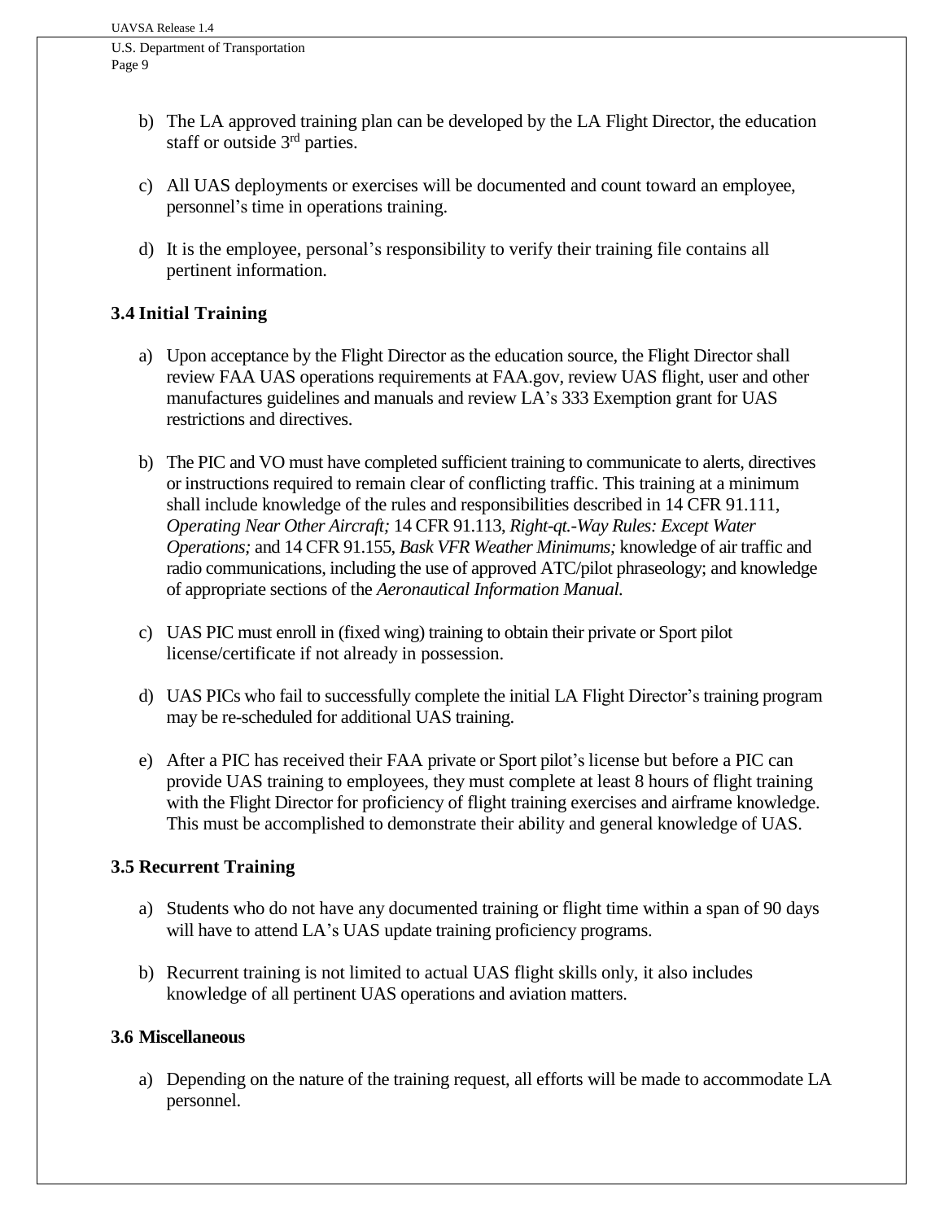b) The LA approved training plan can be developed by the LA Flight Director, the education staff or outside 3rd parties.

c) All UAS deployments or exercises will be documented and count toward an employee, personnel's time in operations training.

d) It is the employee, personal's responsibility to verify their training file contains all pertinent information.

## 3.4 Initial Training

a) Upon acceptance by the Flight Director as the education source, the Flight Director shall review FAA UAS operations requirements at FAA.gov, review UAS flight, user and other manufactures guidelines and manuals and review LA's 333 Exemption grant for UAS restrictions and directives.

b) The PIC and VO must have completed sufficient training to communicate to alerts, directives or instructions required to remain clear of conflicting traffic. This training at a minimum shall include knowledge of the rules and responsibilities described in 14 CFR 91.111, *Operating Near Other Aircraft;* 14 CFR 91.113, *Right-qt.-Way Rules: Except Water Operations;* and 14 CFR 91.155, *Bask VFR Weather Minimums;* knowledge of air traffic and radio communications, including the use of approved ATC/pilot phraseology; and knowledge of appropriate sections of the *Aeronautical Information Manual.*

c) UAS PIC must enroll in (fixed wing) training to obtain their private or Sport pilot license/certificate if not already in possession.

d) UAS PICs who fail to successfully complete the initial LA Flight Director's training program may be re-scheduled for additional UAS training.

e) After a PIC has received their FAA private or Sport pilot's license but before a PIC can provide UAS training to employees, they must complete at least 8 hours of flight training with the Flight Director for proficiency of flight training exercises and airframe knowledge. This must be accomplished to demonstrate their ability and general knowledge of UAS.

## 3.5 Recurrent Training

a) Students who do not have any documented training or flight time within a span of 90 days will have to attend LA's UAS update training proficiency programs.

b) Recurrent training is not limited to actual UAS flight skills only, it also includes knowledge of all pertinent UAS operations and aviation matters.

## 3.6 Miscellaneous

a) Depending on the nature of the training request, all efforts will be made to accommodate LA personnel.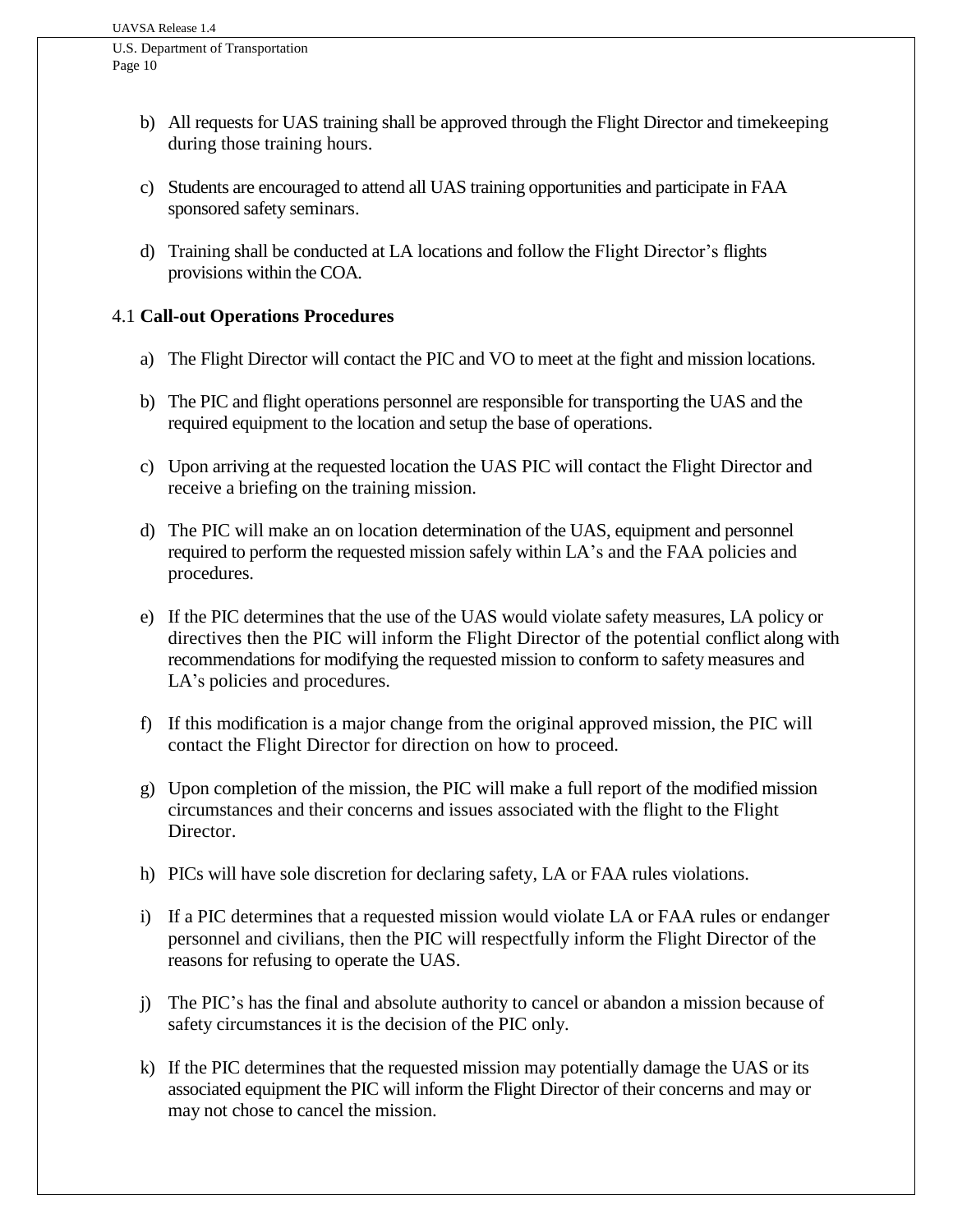b) All requests for UAS training shall be approved through the Flight Director and timekeeping during those training hours.

c) Students are encouraged to attend all UAS training opportunities and participate in FAA sponsored safety seminars.

d) Training shall be conducted at LA locations and follow the Flight Director's flights provisions within the COA.

## 4.1 **Call-out Operations Procedures**

a) The Flight Director will contact the PIC and VO to meet at the fight and mission locations.

b) The PIC and flight operations personnel are responsible for transporting the UAS and the required equipment to the location and setup the base of operations.

c) Upon arriving at the requested location the UAS PIC will contact the Flight Director and receive a briefing on the training mission.

d) The PIC will make an on location determination of the UAS, equipment and personnel required to perform the requested mission safely within LA's and the FAA policies and procedures.

e) If the PIC determines that the use of the UAS would violate safety measures, LA policy or directives then the PIC will inform the Flight Director of the potential conflict along with recommendations for modifying the requested mission to conform to safety measures and LA's policies and procedures.

f) If this modification is a major change from the original approved mission, the PIC will contact the Flight Director for direction on how to proceed.

g) Upon completion of the mission, the PIC will make a full report of the modified mission circumstances and their concerns and issues associated with the flight to the Flight Director.

h) PICs will have sole discretion for declaring safety, LA or FAA rules violations.

i) If a PIC determines that a requested mission would violate LA or FAA rules or endanger personnel and civilians, then the PIC will respectfully inform the Flight Director of the reasons for refusing to operate the UAS.

j) The PIC's has the final and absolute authority to cancel or abandon a mission because of safety circumstances it is the decision of the PIC only.

k) If the PIC determines that the requested mission may potentially damage the UAS or its associated equipment the PIC will inform the Flight Director of their concerns and may or may not chose to cancel the mission.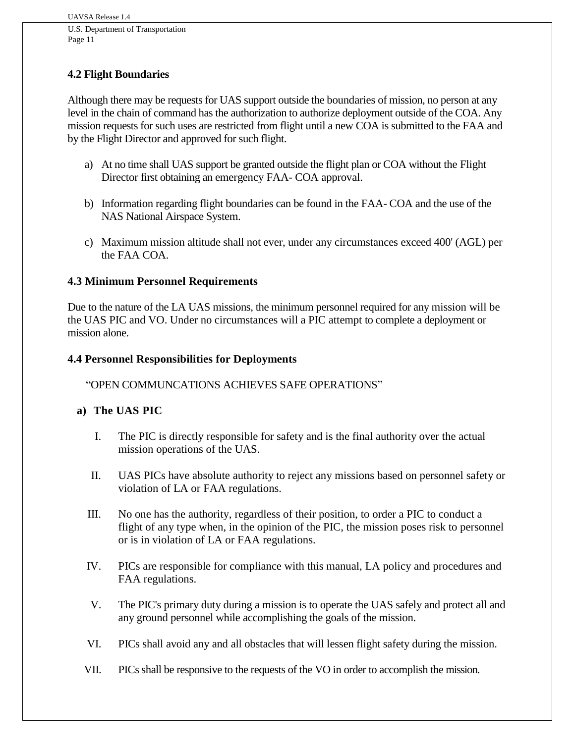## 4.2 Flight Boundaries

Although there may be requests for UAS support outside the boundaries of mission, no person at any level in the chain of command has the authorization to authorize deployment outside of the COA. Any mission requests for such uses are restricted from flight until a new COA is submitted to the FAA and by the Flight Director and approved for such flight.

a) At no time shall UAS support be granted outside the flight plan or COA without the Flight Director first obtaining an emergency FAA- COA approval.

b) Information regarding flight boundaries can be found in the FAA- COA and the use of the NAS National Airspace System.

c) Maximum mission altitude shall not ever, under any circumstances exceed 400' (AGL) per the FAA COA.

## 4.3 Minimum Personnel Requirements

Due to the nature of the LA UAS missions, the minimum personnel required for any mission will be the UAS PIC and VO. Under no circumstances will a PIC attempt to complete a deployment or mission alone.

## 4.4 Personnel Responsibilities for Deployments

"OPEN COMMUNCATIONS ACHIEVES SAFE OPERATIONS"

### a) The UAS PIC

I. The PIC is directly responsible for safety and is the final authority over the actual mission operations of the UAS.

II. UAS PICs have absolute authority to reject any missions based on personnel safety or violation of LA or FAA regulations.

III. No one has the authority, regardless of their position, to order a PIC to conduct a flight of any type when, in the opinion of the PIC, the mission poses risk to personnel or is in violation of LA or FAA regulations.

IV. PICs are responsible for compliance with this manual, LA policy and procedures and FAA regulations.

V. The PIC's primary duty during a mission is to operate the UAS safely and protect all and any ground personnel while accomplishing the goals of the mission.

VI. PICs shall avoid any and all obstacles that will lessen flight safety during the mission.

VII. PICs shall be responsive to the requests of the VO in order to accomplish the mission.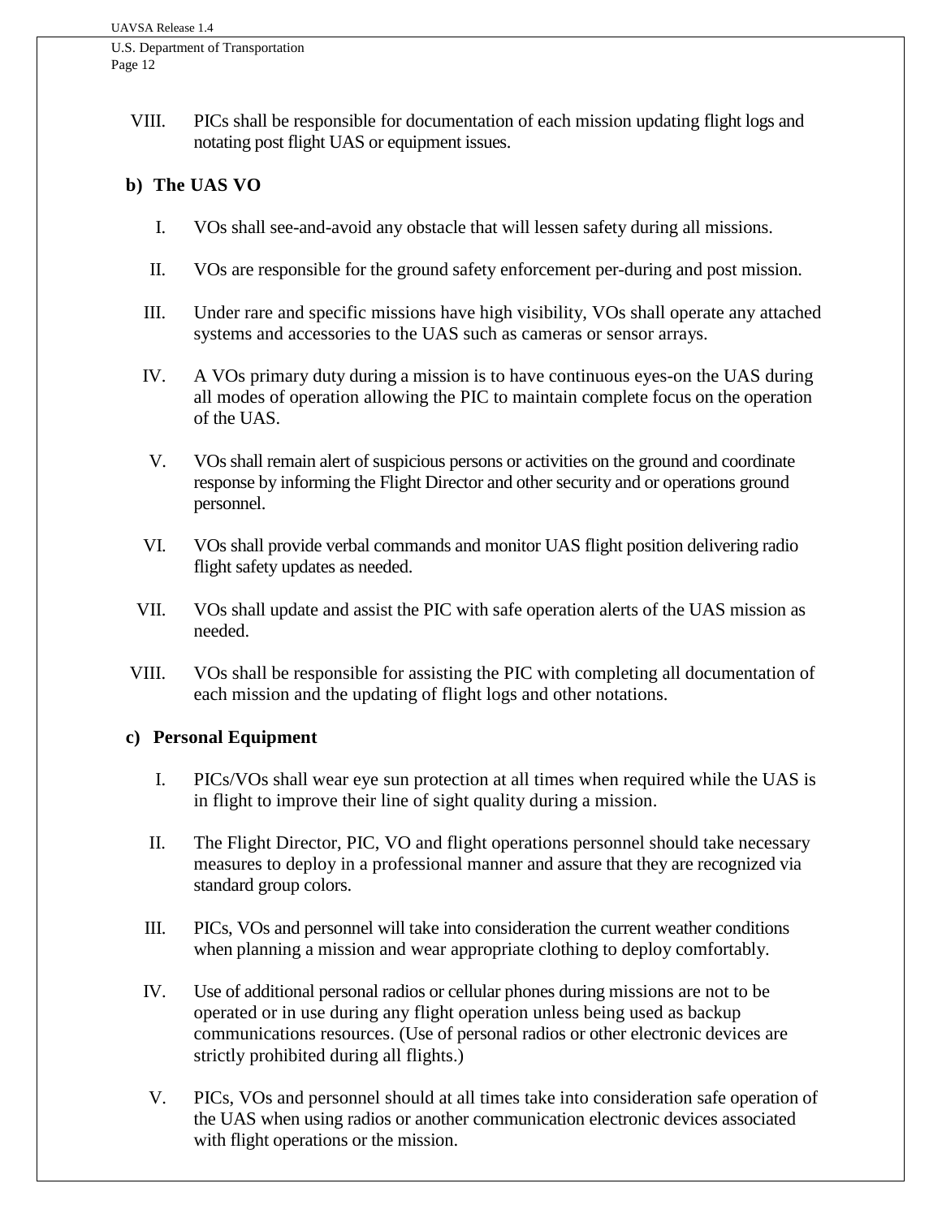VIII. PICs shall be responsible for documentation of each mission updating flight logs and notating post flight UAS or equipment issues.

**b) The UAS VO**

I. VOs shall see-and-avoid any obstacle that will lessen safety during all missions.

II. VOs are responsible for the ground safety enforcement per-during and post mission.

III. Under rare and specific missions have high visibility, VOs shall operate any attached systems and accessories to the UAS such as cameras or sensor arrays.

IV. A VOs primary duty during a mission is to have continuous eyes-on the UAS during all modes of operation allowing the PIC to maintain complete focus on the operation of the UAS.

V. VOs shall remain alert of suspicious persons or activities on the ground and coordinate response by informing the Flight Director and other security and or operations ground personnel.

VI. VOs shall provide verbal commands and monitor UAS flight position delivering radio flight safety updates as needed.

VII. VOs shall update and assist the PIC with safe operation alerts of the UAS mission as needed.

VIII. VOs shall be responsible for assisting the PIC with completing all documentation of each mission and the updating of flight logs and other notations.

**c) Personal Equipment**

I. PICs/VOs shall wear eye sun protection at all times when required while the UAS is in flight to improve their line of sight quality during a mission.

II. The Flight Director, PIC, VO and flight operations personnel should take necessary measures to deploy in a professional manner and assure that they are recognized via standard group colors.

III. PICs, VOs and personnel will take into consideration the current weather conditions when planning a mission and wear appropriate clothing to deploy comfortably.

IV. Use of additional personal radios or cellular phones during missions are not to be operated or in use during any flight operation unless being used as backup communications resources. (Use of personal radios or other electronic devices are strictly prohibited during all flights.)

V. PICs, VOs and personnel should at all times take into consideration safe operation of the UAS when using radios or another communication electronic devices associated with flight operations or the mission.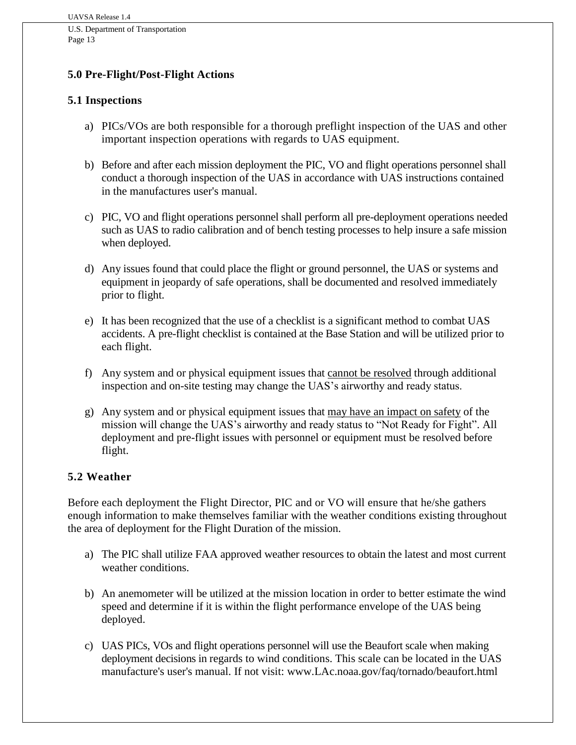## 5.0 Pre-Flight/Post-Flight Actions

### 5.1 Inspections

a) PICs/VOs are both responsible for a thorough preflight inspection of the UAS and other important inspection operations with regards to UAS equipment.

b) Before and after each mission deployment the PIC, VO and flight operations personnel shall conduct a thorough inspection of the UAS in accordance with UAS instructions contained in the manufactures user's manual.

c) PIC, VO and flight operations personnel shall perform all pre-deployment operations needed such as UAS to radio calibration and of bench testing processes to help insure a safe mission when deployed.

d) Any issues found that could place the flight or ground personnel, the UAS or systems and equipment in jeopardy of safe operations, shall be documented and resolved immediately prior to flight.

e) It has been recognized that the use of a checklist is a significant method to combat UAS accidents. A pre-flight checklist is contained at the Base Station and will be utilized prior to each flight.

f) Any system and or physical equipment issues that <u>cannot be resolved</u> through additional inspection and on-site testing may change the UAS's airworthy and ready status.

g) Any system and or physical equipment issues that <u>may have an impact on safety</u> of the mission will change the UAS's airworthy and ready status to "Not Ready for Fight". All deployment and pre-flight issues with personnel or equipment must be resolved before flight.

### 5.2 Weather

Before each deployment the Flight Director, PIC and or VO will ensure that he/she gathers enough information to make themselves familiar with the weather conditions existing throughout the area of deployment for the Flight Duration of the mission.

a) The PIC shall utilize FAA approved weather resources to obtain the latest and most current weather conditions.

b) An anemometer will be utilized at the mission location in order to better estimate the wind speed and determine if it is within the flight performance envelope of the UAS being deployed.

c) UAS PICs, VOs and flight operations personnel will use the Beaufort scale when making deployment decisions in regards to wind conditions. This scale can be located in the UAS manufacture's user's manual. If not visit: www.LAc.noaa.gov/faq/tornado/beaufort.html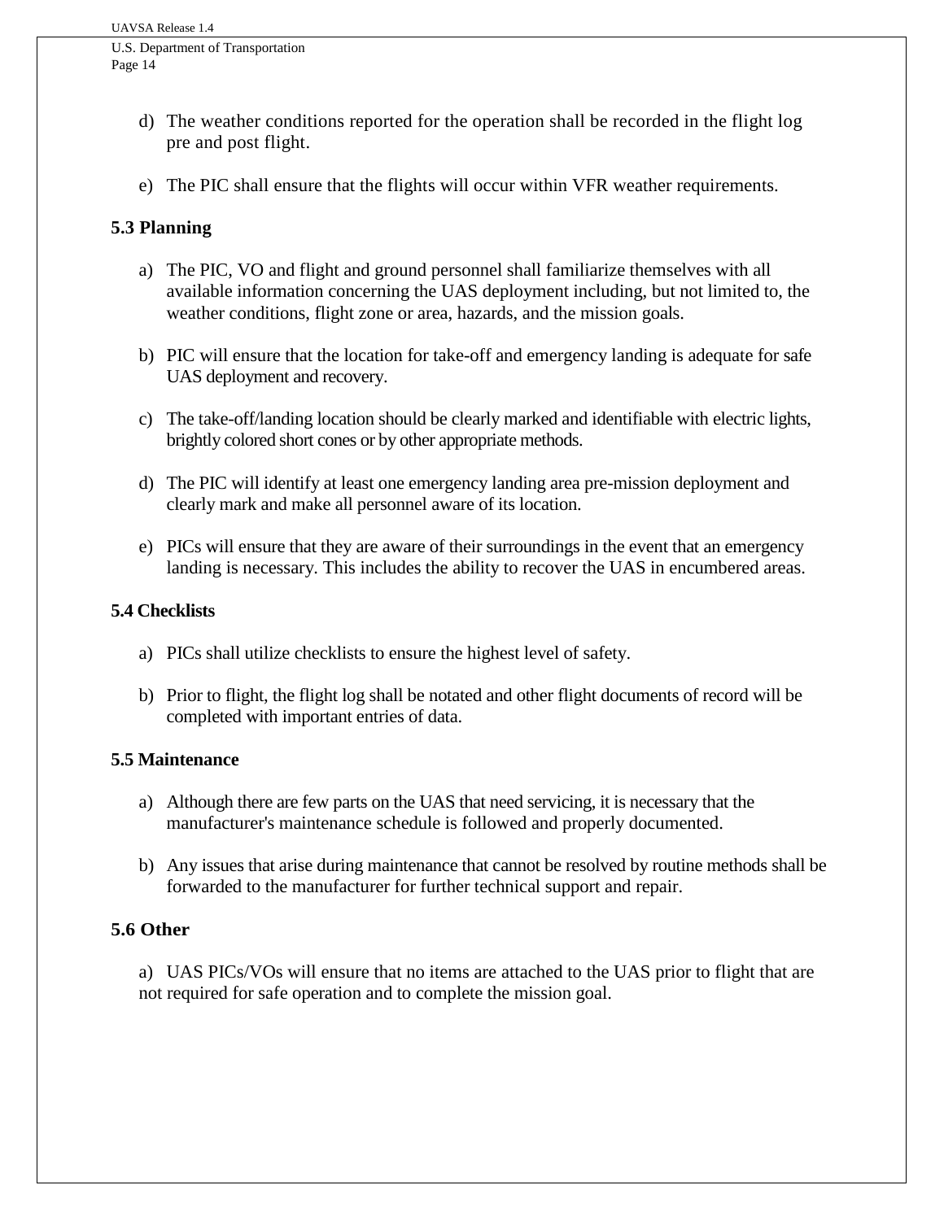d) The weather conditions reported for the operation shall be recorded in the flight log pre and post flight.

e) The PIC shall ensure that the flights will occur within VFR weather requirements.

### 5.3 Planning

a) The PIC, VO and flight and ground personnel shall familiarize themselves with all available information concerning the UAS deployment including, but not limited to, the weather conditions, flight zone or area, hazards, and the mission goals.

b) PIC will ensure that the location for take-off and emergency landing is adequate for safe UAS deployment and recovery.

c) The take-off/landing location should be clearly marked and identifiable with electric lights, brightly colored short cones or by other appropriate methods.

d) The PIC will identify at least one emergency landing area pre-mission deployment and clearly mark and make all personnel aware of its location.

e) PICs will ensure that they are aware of their surroundings in the event that an emergency landing is necessary. This includes the ability to recover the UAS in encumbered areas.

### 5.4 Checklists

a) PICs shall utilize checklists to ensure the highest level of safety.

b) Prior to flight, the flight log shall be notated and other flight documents of record will be completed with important entries of data.

### 5.5 Maintenance

a) Although there are few parts on the UAS that need servicing, it is necessary that the manufacturer's maintenance schedule is followed and properly documented.

b) Any issues that arise during maintenance that cannot be resolved by routine methods shall be forwarded to the manufacturer for further technical support and repair.

### 5.6 Other

a) UAS PICs/VOs will ensure that no items are attached to the UAS prior to flight that are not required for safe operation and to complete the mission goal.